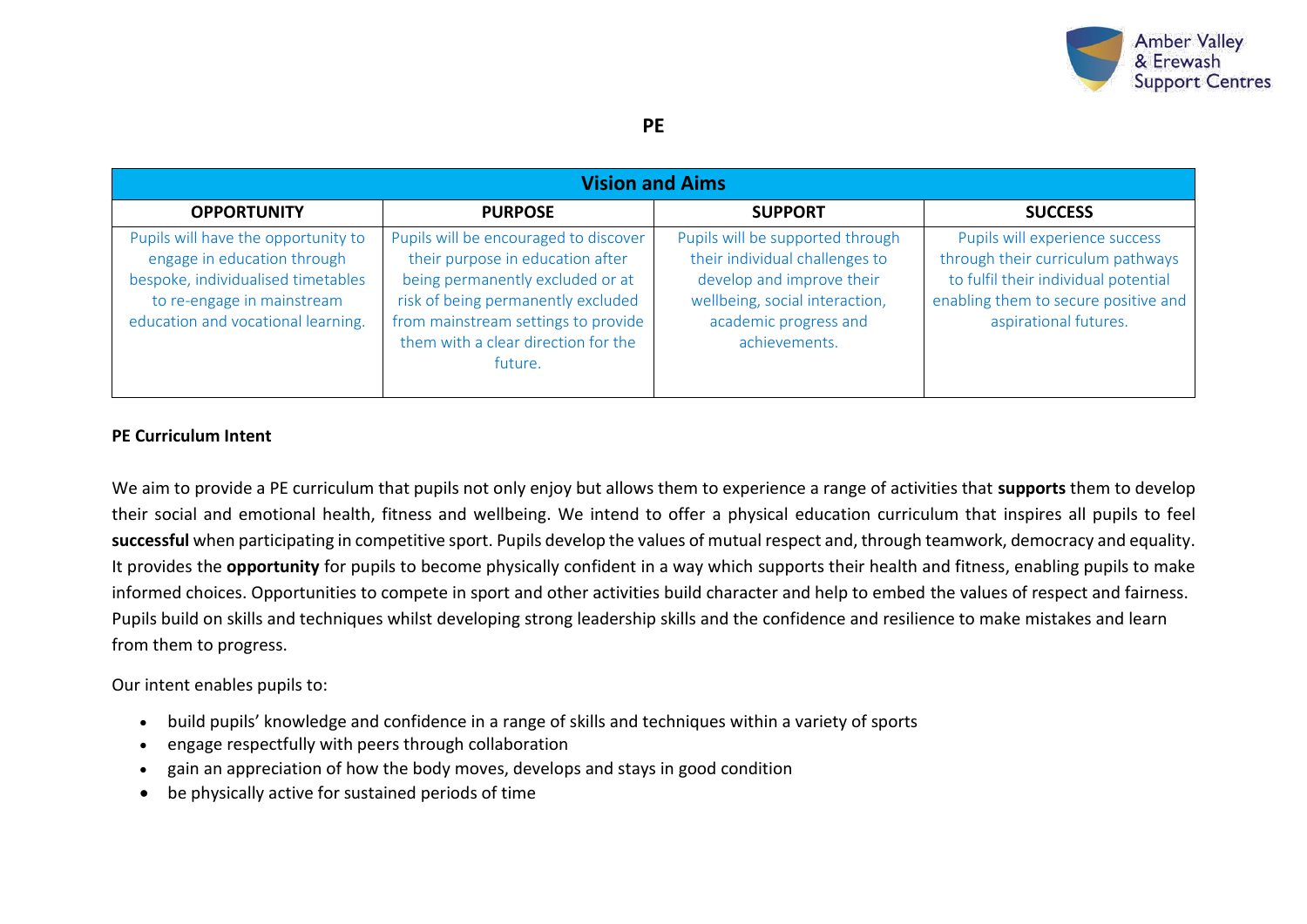# PE

| Vision and Aims | | | |
|---|---|---|---|
| **OPPORTUNITY** | **PURPOSE** | **SUPPORT** | **SUCCESS** |
| Pupils will have the opportunity to engage in education through bespoke, individualised timetables to re-engage in mainstream education and vocational learning. | Pupils will be encouraged to discover their purpose in education after being permanently excluded or at risk of being permanently excluded from mainstream settings to provide them with a clear direction for the future. | Pupils will be supported through their individual challenges to develop and improve their wellbeing, social interaction, academic progress and achievements. | Pupils will experience success through their curriculum pathways to fulfil their individual potential enabling them to secure positive and aspirational futures. |

**PE Curriculum Intent**

We aim to provide a PE curriculum that pupils not only enjoy but allows them to experience a range of activities that **supports** them to develop their social and emotional health, fitness and wellbeing. We intend to offer a physical education curriculum that inspires all pupils to feel **successful** when participating in competitive sport. Pupils develop the values of mutual respect and, through teamwork, democracy and equality. It provides the **opportunity** for pupils to become physically confident in a way which supports their health and fitness, enabling pupils to make informed choices. Opportunities to compete in sport and other activities build character and help to embed the values of respect and fairness. Pupils build on skills and techniques whilst developing strong leadership skills and the confidence and resilience to make mistakes and learn from them to progress.

Our intent enables pupils to:

- build pupils' knowledge and confidence in a range of skills and techniques within a variety of sports
- engage respectfully with peers through collaboration
- gain an appreciation of how the body moves, develops and stays in good condition
- be physically active for sustained periods of time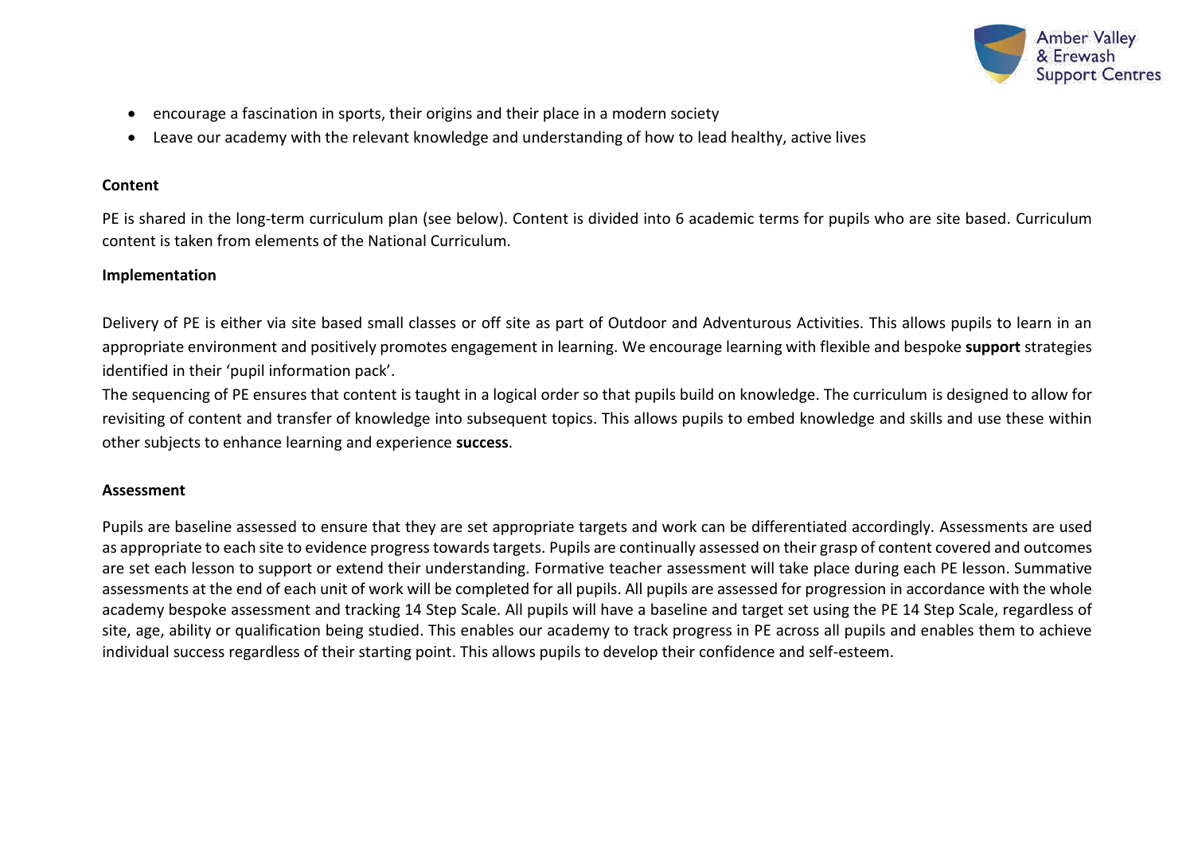- encourage a fascination in sports, their origins and their place in a modern society
- Leave our academy with the relevant knowledge and understanding of how to lead healthy, active lives

**Content**

PE is shared in the long-term curriculum plan (see below). Content is divided into 6 academic terms for pupils who are site based. Curriculum content is taken from elements of the National Curriculum.

**Implementation**

Delivery of PE is either via site based small classes or off site as part of Outdoor and Adventurous Activities. This allows pupils to learn in an appropriate environment and positively promotes engagement in learning. We encourage learning with flexible and bespoke **support** strategies identified in their 'pupil information pack'.

The sequencing of PE ensures that content is taught in a logical order so that pupils build on knowledge. The curriculum is designed to allow for revisiting of content and transfer of knowledge into subsequent topics. This allows pupils to embed knowledge and skills and use these within other subjects to enhance learning and experience **success**.

**Assessment**

Pupils are baseline assessed to ensure that they are set appropriate targets and work can be differentiated accordingly. Assessments are used as appropriate to each site to evidence progress towards targets. Pupils are continually assessed on their grasp of content covered and outcomes are set each lesson to support or extend their understanding. Formative teacher assessment will take place during each PE lesson. Summative assessments at the end of each unit of work will be completed for all pupils. All pupils are assessed for progression in accordance with the whole academy bespoke assessment and tracking 14 Step Scale. All pupils will have a baseline and target set using the PE 14 Step Scale, regardless of site, age, ability or qualification being studied. This enables our academy to track progress in PE across all pupils and enables them to achieve individual success regardless of their starting point. This allows pupils to develop their confidence and self-esteem.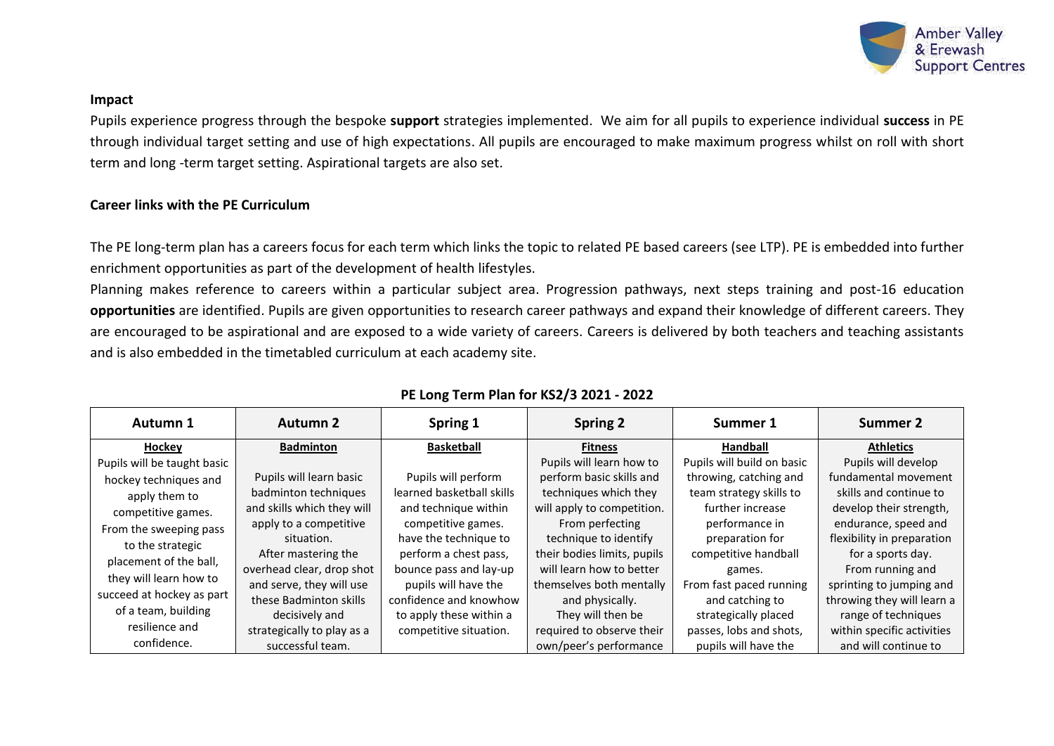**Impact**

Pupils experience progress through the bespoke **support** strategies implemented. We aim for all pupils to experience individual **success** in PE through individual target setting and use of high expectations. All pupils are encouraged to make maximum progress whilst on roll with short term and long -term target setting. Aspirational targets are also set.

**Career links with the PE Curriculum**

The PE long-term plan has a careers focus for each term which links the topic to related PE based careers (see LTP). PE is embedded into further enrichment opportunities as part of the development of health lifestyles.

Planning makes reference to careers within a particular subject area. Progression pathways, next steps training and post-16 education **opportunities** are identified. Pupils are given opportunities to research career pathways and expand their knowledge of different careers. They are encouraged to be aspirational and are exposed to a wide variety of careers. Careers is delivered by both teachers and teaching assistants and is also embedded in the timetabled curriculum at each academy site.

**PE Long Term Plan for KS2/3 2021 - 2022**

| Autumn 1 | Autumn 2 | Spring 1 | Spring 2 | Summer 1 | Summer 2 |
|---|---|---|---|---|---|
| **Hockey** Pupils will be taught basic hockey techniques and apply them to competitive games. From the sweeping pass to the strategic placement of the ball, they will learn how to succeed at hockey as part of a team, building resilience and confidence. | **Badminton** Pupils will learn basic badminton techniques and skills which they will apply to a competitive situation. After mastering the overhead clear, drop shot and serve, they will use these Badminton skills decisively and strategically to play as a successful team. | **Basketball** Pupils will perform learned basketball skills and technique within competitive games. have the technique to perform a chest pass, bounce pass and lay-up pupils will have the confidence and knowhow to apply these within a competitive situation. | **Fitness** Pupils will learn how to perform basic skills and techniques which they will apply to competition. From perfecting technique to identify their bodies limits, pupils will learn how to better themselves both mentally and physically. They will then be required to observe their own/peer's performance | **Handball** Pupils will build on basic throwing, catching and team strategy skills to further increase performance in preparation for competitive handball games. From fast paced running and catching to strategically placed passes, lobs and shots, pupils will have the | **Athletics** Pupils will develop fundamental movement skills and continue to develop their strength, endurance, speed and flexibility in preparation for a sports day. From running and sprinting to jumping and throwing they will learn a range of techniques within specific activities and will continue to |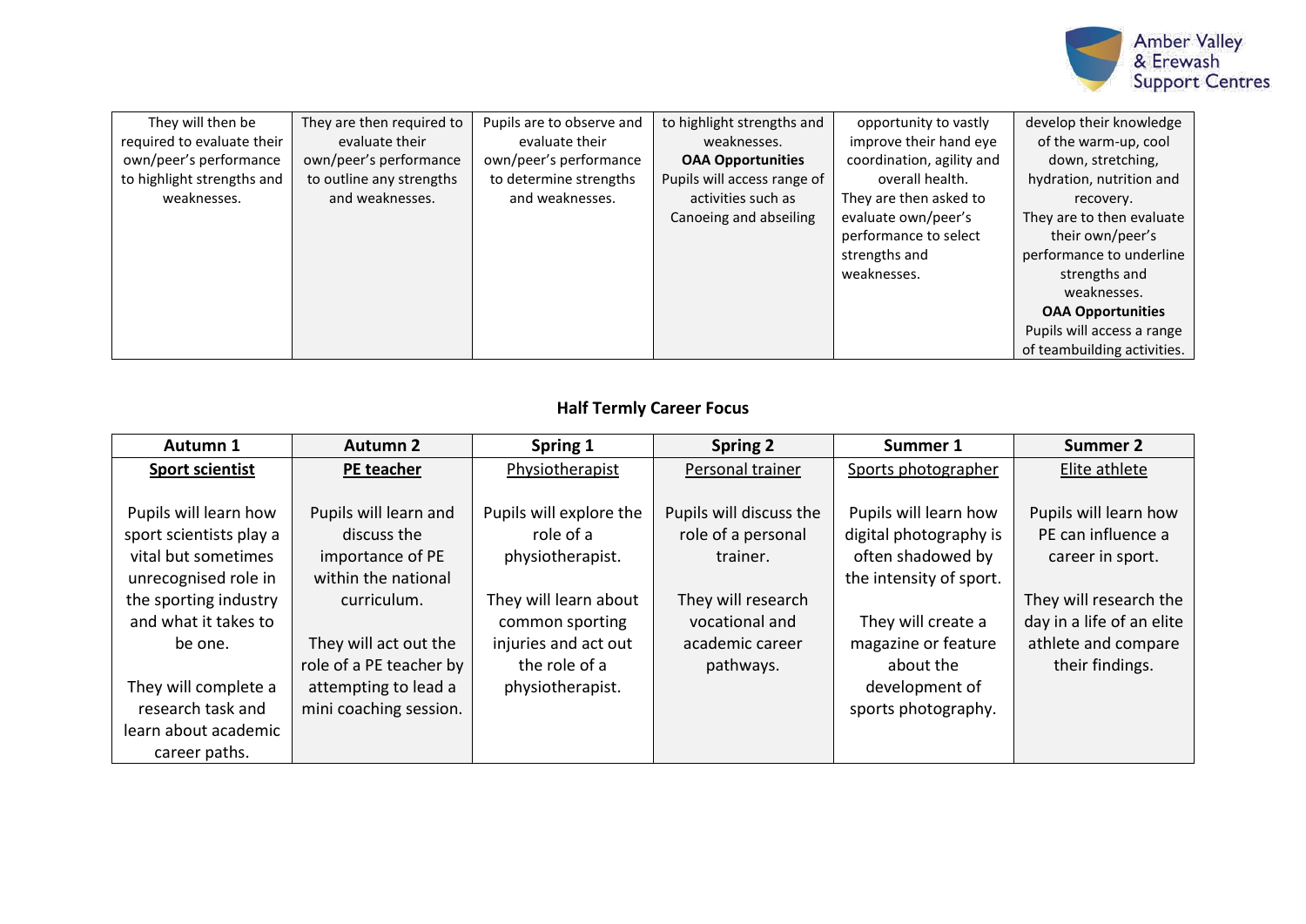| | | | | | |
|---|---|---|---|---|---|
| They will then be required to evaluate their own/peer's performance to highlight strengths and weaknesses. | They are then required to evaluate their own/peer's performance to outline any strengths and weaknesses. | Pupils are to observe and evaluate their own/peer's performance to determine strengths and weaknesses. | to highlight strengths and weaknesses.<br>**OAA Opportunities**<br>Pupils will access range of activities such as Canoeing and abseiling | opportunity to vastly improve their hand eye coordination, agility and overall health.<br>They are then asked to evaluate own/peer's performance to select strengths and weaknesses. | develop their knowledge of the warm-up, cool down, stretching, hydration, nutrition and recovery.<br>They are to then evaluate their own/peer's performance to underline strengths and weaknesses.<br>**OAA Opportunities**<br>Pupils will access a range of teambuilding activities. |

## Half Termly Career Focus

| Autumn 1 | Autumn 2 | Spring 1 | Spring 2 | Summer 1 | Summer 2 |
|---|---|---|---|---|---|
| **Sport scientist**<br><br>Pupils will learn how sport scientists play a vital but sometimes unrecognised role in the sporting industry and what it takes to be one.<br><br>They will complete a research task and learn about academic career paths. | **PE teacher**<br><br>Pupils will learn and discuss the importance of PE within the national curriculum.<br><br>They will act out the role of a PE teacher by attempting to lead a mini coaching session. | Physiotherapist<br><br>Pupils will explore the role of a physiotherapist.<br><br>They will learn about common sporting injuries and act out the role of a physiotherapist. | Personal trainer<br><br>Pupils will discuss the role of a personal trainer.<br><br>They will research vocational and academic career pathways. | Sports photographer<br><br>Pupils will learn how digital photography is often shadowed by the intensity of sport.<br><br>They will create a magazine or feature about the development of sports photography. | Elite athlete<br><br>Pupils will learn how PE can influence a career in sport.<br><br>They will research the day in a life of an elite athlete and compare their findings. |